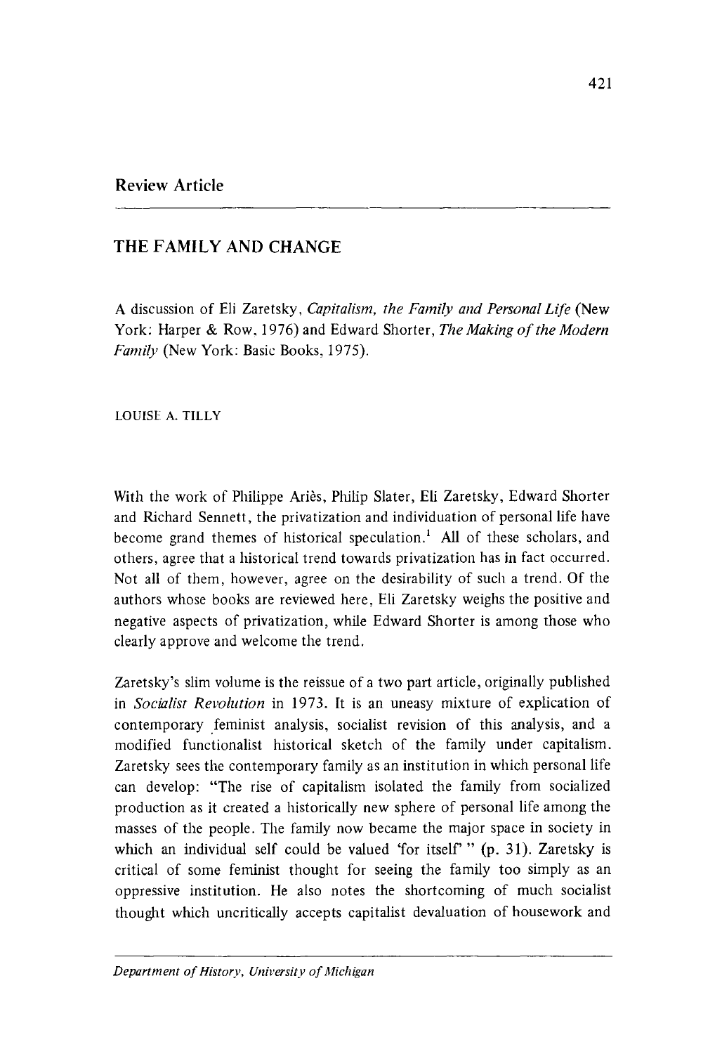## Review Article

# THE FAMILY AND CHANGE

A discussion of Eli Zaretsky, *Capitalism, the Family and Personal Life* (New York: Harper & Row, 1976) and Edward Shorter, *The Making of the Modern Family* (New York: Basic Books, 1975).

LOUISE A. TILLY

With the work of Philippe Ariès, Philip Slater, Eli Zaretsky, Edward Shorter and Richard Sennett, the privatization and individuation of personal life have become grand themes of historical speculation.[1] All of these scholars, and others, agree that a historical trend towards privatization has in fact occurred. Not all of them, however, agree on the desirability of such a trend. Of the authors whose books are reviewed here, Eli Zaretsky weighs the positive and negative aspects of privatization, while Edward Shorter is among those who clearly approve and welcome the trend.

Zaretsky's slim volume is the reissue of a two part article, originally published in *Socialist Revolution* in 1973. It is an uneasy mixture of explication of contemporary feminist analysis, socialist revision of this analysis, and a modified functionalist historical sketch of the family under capitalism. Zaretsky sees the contemporary family as an institution in which personal life can develop: "The rise of capitalism isolated the family from socialized production as it created a historically new sphere of personal life among the masses of the people. The family now became the major space in society in which an individual self could be valued 'for itself' " (p. 31). Zaretsky is critical of some feminist thought for seeing the family too simply as an oppressive institution. He also notes the shortcoming of much socialist thought which uncritically accepts capitalist devaluation of housework and

*Department of History, University of Michigan*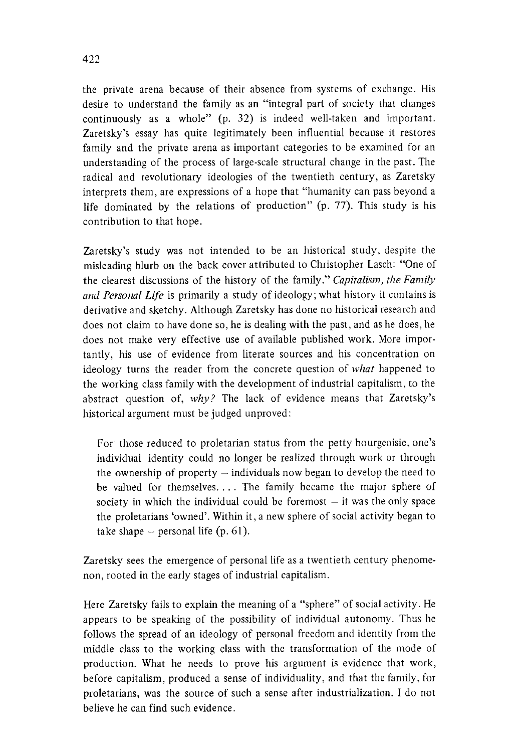the private arena because of their absence from systems of exchange. His desire to understand the family as an "integral part of society that changes continuously as a whole" (p. 32) is indeed well-taken and important. Zaretsky's essay has quite legitimately been influential because it restores family and the private arena as important categories to be examined for an understanding of the process of large-scale structural change in the past. The radical and revolutionary ideologies of the twentieth century, as Zaretsky interprets them, are expressions of a hope that "humanity can pass beyond a life dominated by the relations of production" (p. 77). This study is his contribution to that hope.

Zaretsky's study was not intended to be an historical study, despite the misleading blurb on the back cover attributed to Christopher Lasch: "One of the clearest discussions of the history of the family." *Capitalism, the Family and Personal Life* is primarily a study of ideology; what history it contains is derivative and sketchy. Although Zaretsky has done no historical research and does not claim to have done so, he is dealing with the past, and as he does, he does not make very effective use of available published work. More importantly, his use of evidence from literate sources and his concentration on ideology turns the reader from the concrete question of *what* happened to the working class family with the development of industrial capitalism, to the abstract question of, *why?* The lack of evidence means that Zaretsky's historical argument must be judged unproved:

> For those reduced to proletarian status from the petty bourgeoisie, one's individual identity could no longer be realized through work or through the ownership of property – individuals now began to develop the need to be valued for themselves. . . . The family became the major sphere of society in which the individual could be foremost – it was the only space the proletarians 'owned'. Within it, a new sphere of social activity began to take shape – personal life (p. 61).

Zaretsky sees the emergence of personal life as a twentieth century phenomenon, rooted in the early stages of industrial capitalism.

Here Zaretsky fails to explain the meaning of a "sphere" of social activity. He appears to be speaking of the possibility of individual autonomy. Thus he follows the spread of an ideology of personal freedom and identity from the middle class to the working class with the transformation of the mode of production. What he needs to prove his argument is evidence that work, before capitalism, produced a sense of individuality, and that the family, for proletarians, was the source of such a sense after industrialization. I do not believe he can find such evidence.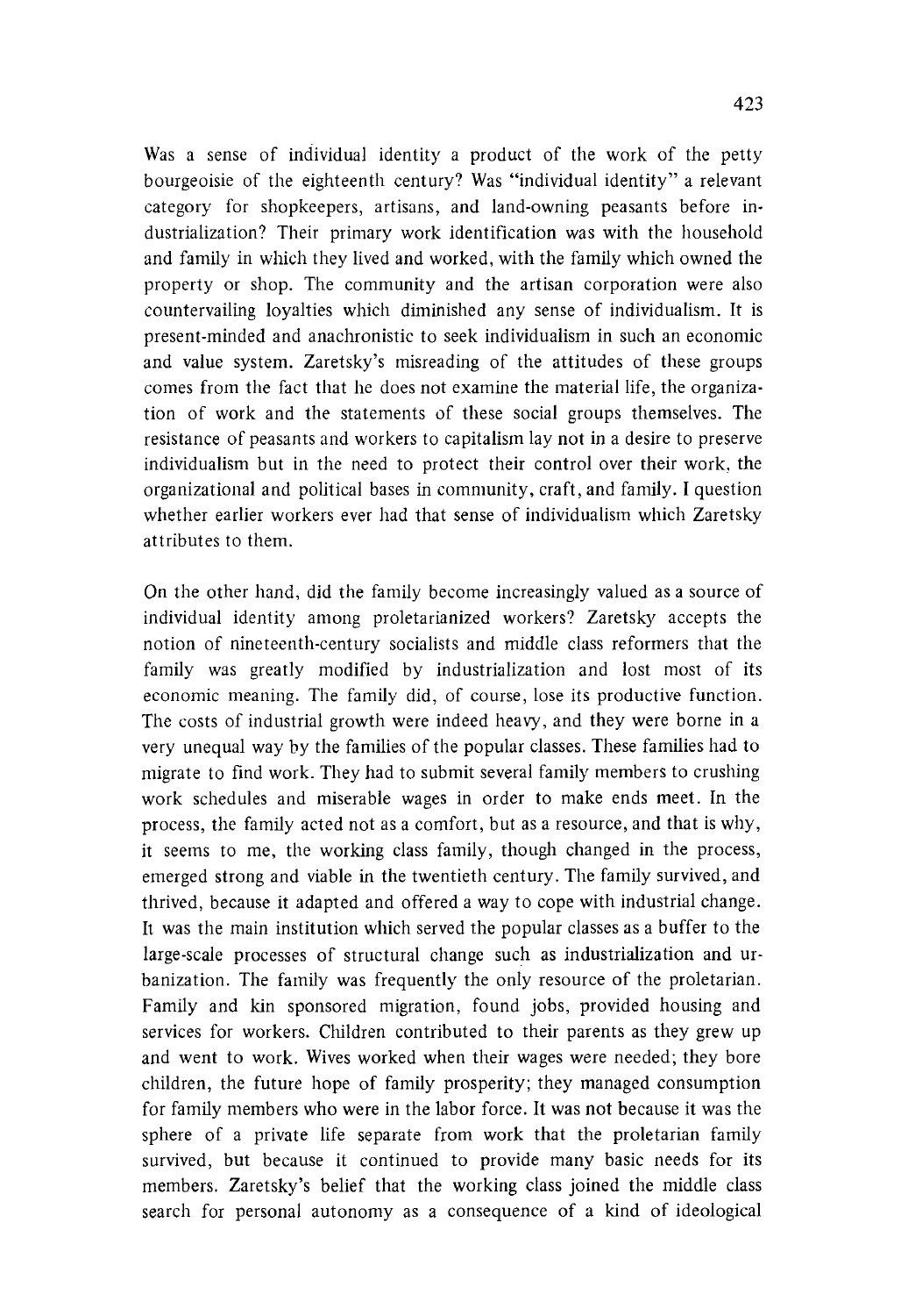Was a sense of individual identity a product of the work of the petty bourgeoisie of the eighteenth century? Was "individual identity" a relevant category for shopkeepers, artisans, and land-owning peasants before industrialization? Their primary work identification was with the household and family in which they lived and worked, with the family which owned the property or shop. The community and the artisan corporation were also countervailing loyalties which diminished any sense of individualism. It is present-minded and anachronistic to seek individualism in such an economic and value system. Zaretsky's misreading of the attitudes of these groups comes from the fact that he does not examine the material life, the organization of work and the statements of these social groups themselves. The resistance of peasants and workers to capitalism lay not in a desire to preserve individualism but in the need to protect their control over their work, the organizational and political bases in community, craft, and family. I question whether earlier workers ever had that sense of individualism which Zaretsky attributes to them.

On the other hand, did the family become increasingly valued as a source of individual identity among proletarianized workers? Zaretsky accepts the notion of nineteenth-century socialists and middle class reformers that the family was greatly modified by industrialization and lost most of its economic meaning. The family did, of course, lose its productive function. The costs of industrial growth were indeed heavy, and they were borne in a very unequal way by the families of the popular classes. These families had to migrate to find work. They had to submit several family members to crushing work schedules and miserable wages in order to make ends meet. In the process, the family acted not as a comfort, but as a resource, and that is why, it seems to me, the working class family, though changed in the process, emerged strong and viable in the twentieth century. The family survived, and thrived, because it adapted and offered a way to cope with industrial change. It was the main institution which served the popular classes as a buffer to the large-scale processes of structural change such as industrialization and urbanization. The family was frequently the only resource of the proletarian. Family and kin sponsored migration, found jobs, provided housing and services for workers. Children contributed to their parents as they grew up and went to work. Wives worked when their wages were needed; they bore children, the future hope of family prosperity; they managed consumption for family members who were in the labor force. It was not because it was the sphere of a private life separate from work that the proletarian family survived, but because it continued to provide many basic needs for its members. Zaretsky's belief that the working class joined the middle class search for personal autonomy as a consequence of a kind of ideological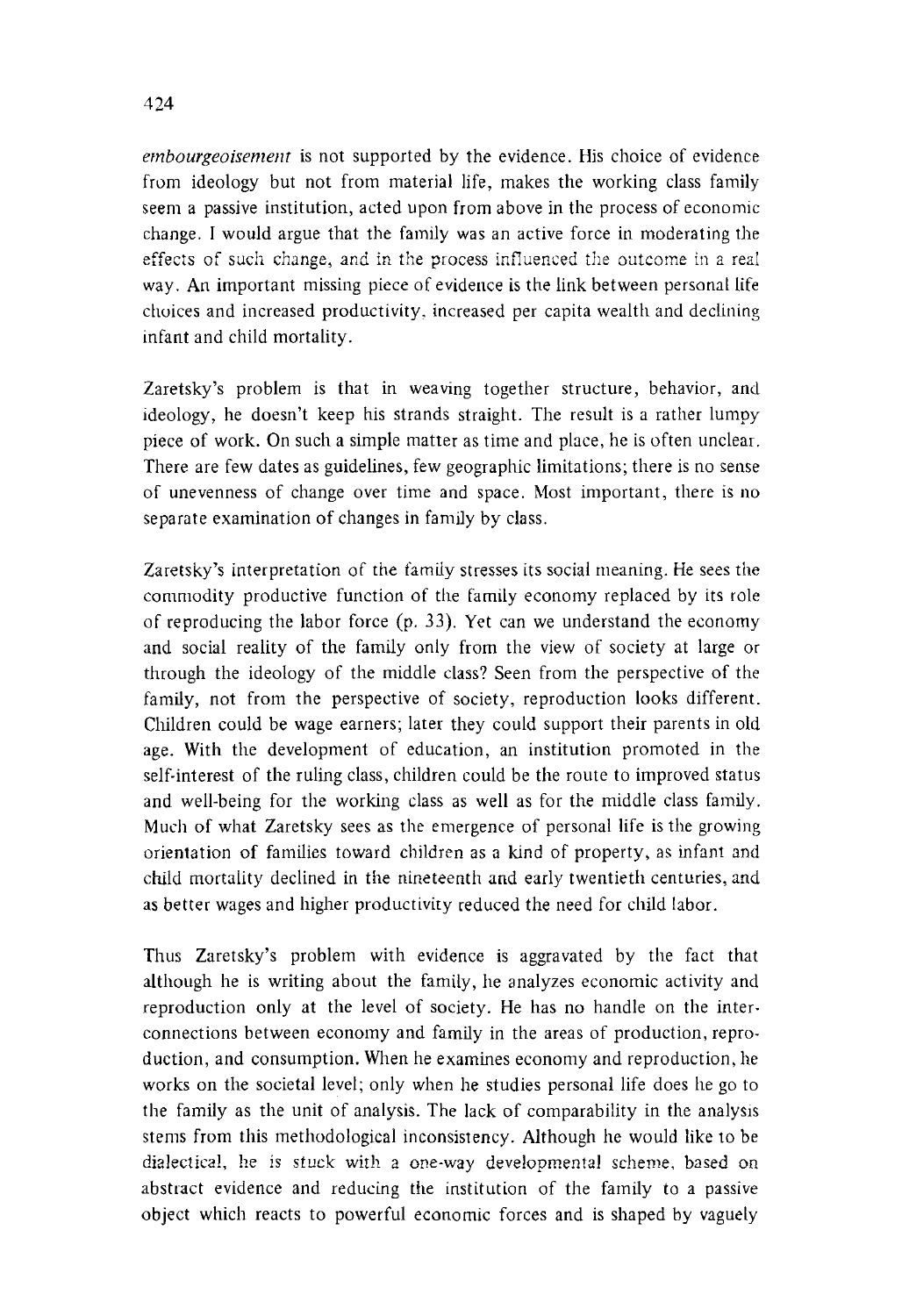*embourgeoisement* is not supported by the evidence. His choice of evidence from ideology but not from material life, makes the working class family seem a passive institution, acted upon from above in the process of economic change. I would argue that the family was an active force in moderating the effects of such change, and in the process influenced the outcome in a real way. An important missing piece of evidence is the link between personal life choices and increased productivity, increased per capita wealth and declining infant and child mortality.

Zaretsky's problem is that in weaving together structure, behavior, and ideology, he doesn't keep his strands straight. The result is a rather lumpy piece of work. On such a simple matter as time and place, he is often unclear. There are few dates as guidelines, few geographic limitations; there is no sense of unevenness of change over time and space. Most important, there is no separate examination of changes in family by class.

Zaretsky's interpretation of the family stresses its social meaning. He sees the commodity productive function of the family economy replaced by its role of reproducing the labor force (p. 33). Yet can we understand the economy and social reality of the family only from the view of society at large or through the ideology of the middle class? Seen from the perspective of the family, not from the perspective of society, reproduction looks different. Children could be wage earners; later they could support their parents in old age. With the development of education, an institution promoted in the self-interest of the ruling class, children could be the route to improved status and well-being for the working class as well as for the middle class family. Much of what Zaretsky sees as the emergence of personal life is the growing orientation of families toward children as a kind of property, as infant and child mortality declined in the nineteenth and early twentieth centuries, and as better wages and higher productivity reduced the need for child labor.

Thus Zaretsky's problem with evidence is aggravated by the fact that although he is writing about the family, he analyzes economic activity and reproduction only at the level of society. He has no handle on the interconnections between economy and family in the areas of production, reproduction, and consumption. When he examines economy and reproduction, he works on the societal level; only when he studies personal life does he go to the family as the unit of analysis. The lack of comparability in the analysis stems from this methodological inconsistency. Although he would like to be dialectical, he is stuck with a one-way developmental scheme, based on abstract evidence and reducing the institution of the family to a passive object which reacts to powerful economic forces and is shaped by vaguely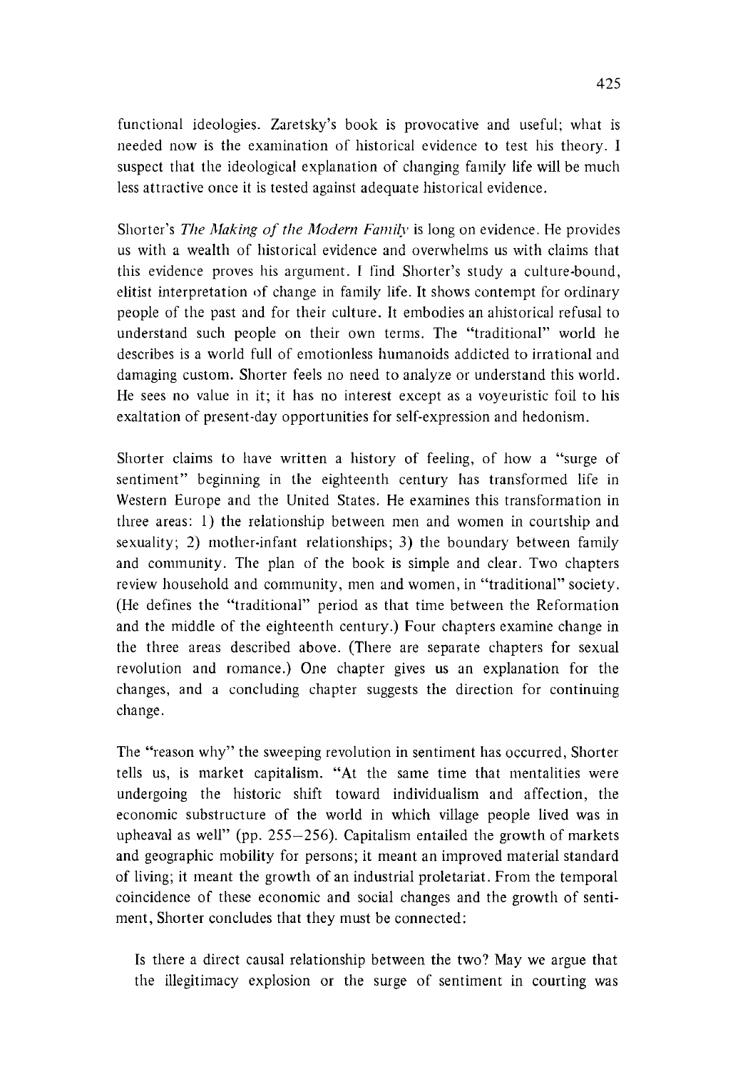functional ideologies. Zaretsky's book is provocative and useful; what is needed now is the examination of historical evidence to test his theory. I suspect that the ideological explanation of changing family life will be much less attractive once it is tested against adequate historical evidence.

Shorter's *The Making of the Modern Family* is long on evidence. He provides us with a wealth of historical evidence and overwhelms us with claims that this evidence proves his argument. I find Shorter's study a culture-bound, elitist interpretation of change in family life. It shows contempt for ordinary people of the past and for their culture. It embodies an ahistorical refusal to understand such people on their own terms. The "traditional" world he describes is a world full of emotionless humanoids addicted to irrational and damaging custom. Shorter feels no need to analyze or understand this world. He sees no value in it; it has no interest except as a voyeuristic foil to his exaltation of present-day opportunities for self-expression and hedonism.

Shorter claims to have written a history of feeling, of how a "surge of sentiment" beginning in the eighteenth century has transformed life in Western Europe and the United States. He examines this transformation in three areas: 1) the relationship between men and women in courtship and sexuality; 2) mother-infant relationships; 3) the boundary between family and community. The plan of the book is simple and clear. Two chapters review household and community, men and women, in "traditional" society. (He defines the "traditional" period as that time between the Reformation and the middle of the eighteenth century.) Four chapters examine change in the three areas described above. (There are separate chapters for sexual revolution and romance.) One chapter gives us an explanation for the changes, and a concluding chapter suggests the direction for continuing change.

The "reason why" the sweeping revolution in sentiment has occurred, Shorter tells us, is market capitalism. "At the same time that mentalities were undergoing the historic shift toward individualism and affection, the economic substructure of the world in which village people lived was in upheaval as well" (pp. 255–256). Capitalism entailed the growth of markets and geographic mobility for persons; it meant an improved material standard of living; it meant the growth of an industrial proletariat. From the temporal coincidence of these economic and social changes and the growth of sentiment, Shorter concludes that they must be connected:

> Is there a direct causal relationship between the two? May we argue that the illegitimacy explosion or the surge of sentiment in courting was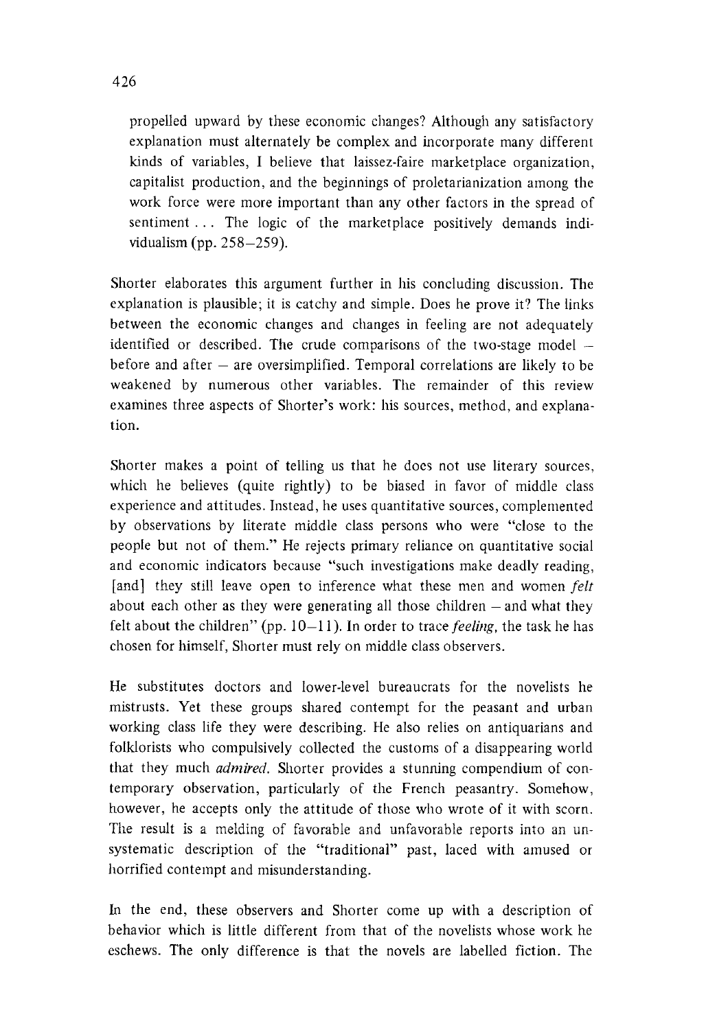propelled upward by these economic changes? Although any satisfactory explanation must alternately be complex and incorporate many different kinds of variables, I believe that laissez-faire marketplace organization, capitalist production, and the beginnings of proletarianization among the work force were more important than any other factors in the spread of sentiment . . . The logic of the marketplace positively demands individualism (pp. 258–259).

Shorter elaborates this argument further in his concluding discussion. The explanation is plausible; it is catchy and simple. Does he prove it? The links between the economic changes and changes in feeling are not adequately identified or described. The crude comparisons of the two-stage model – before and after – are oversimplified. Temporal correlations are likely to be weakened by numerous other variables. The remainder of this review examines three aspects of Shorter's work: his sources, method, and explanation.

Shorter makes a point of telling us that he does not use literary sources, which he believes (quite rightly) to be biased in favor of middle class experience and attitudes. Instead, he uses quantitative sources, complemented by observations by literate middle class persons who were "close to the people but not of them." He rejects primary reliance on quantitative social and economic indicators because "such investigations make deadly reading, [and] they still leave open to inference what these men and women *felt* about each other as they were generating all those children – and what they felt about the children" (pp. 10–11). In order to trace *feeling*, the task he has chosen for himself, Shorter must rely on middle class observers.

He substitutes doctors and lower-level bureaucrats for the novelists he mistrusts. Yet these groups shared contempt for the peasant and urban working class life they were describing. He also relies on antiquarians and folklorists who compulsively collected the customs of a disappearing world that they much *admired*. Shorter provides a stunning compendium of contemporary observation, particularly of the French peasantry. Somehow, however, he accepts only the attitude of those who wrote of it with scorn. The result is a melding of favorable and unfavorable reports into an unsystematic description of the "traditional" past, laced with amused or horrified contempt and misunderstanding.

In the end, these observers and Shorter come up with a description of behavior which is little different from that of the novelists whose work he eschews. The only difference is that the novels are labelled fiction. The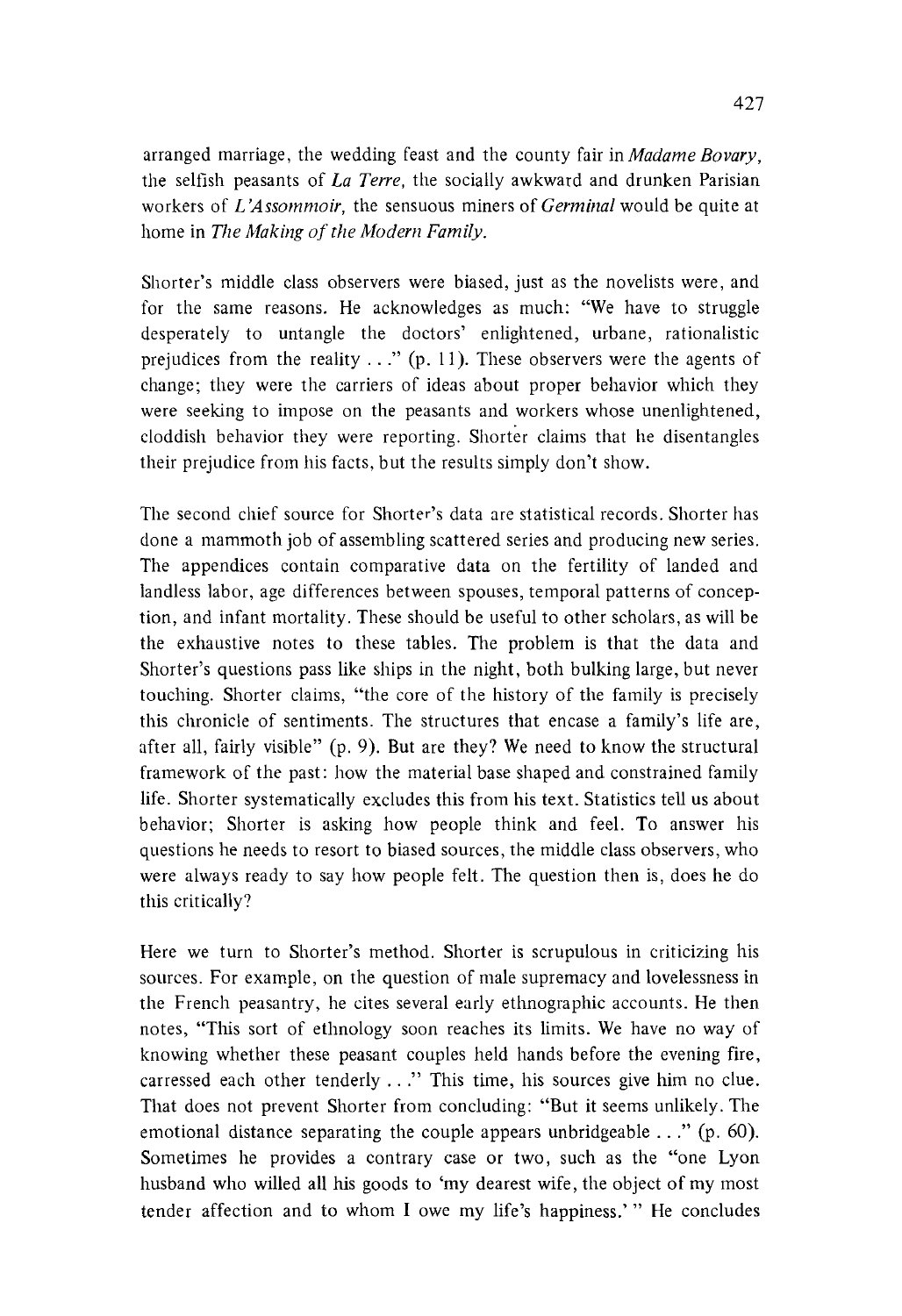arranged marriage, the wedding feast and the county fair in *Madame Bovary*, the selfish peasants of *La Terre*, the socially awkward and drunken Parisian workers of *L'Assommoir*, the sensuous miners of *Germinal* would be quite at home in *The Making of the Modern Family*.

Shorter's middle class observers were biased, just as the novelists were, and for the same reasons. He acknowledges as much: "We have to struggle desperately to untangle the doctors' enlightened, urbane, rationalistic prejudices from the reality . . ." (p. 11). These observers were the agents of change; they were the carriers of ideas about proper behavior which they were seeking to impose on the peasants and workers whose unenlightened, cloddish behavior they were reporting. Shorter claims that he disentangles their prejudice from his facts, but the results simply don't show.

The second chief source for Shorter's data are statistical records. Shorter has done a mammoth job of assembling scattered series and producing new series. The appendices contain comparative data on the fertility of landed and landless labor, age differences between spouses, temporal patterns of conception, and infant mortality. These should be useful to other scholars, as will be the exhaustive notes to these tables. The problem is that the data and Shorter's questions pass like ships in the night, both bulking large, but never touching. Shorter claims, "the core of the history of the family is precisely this chronicle of sentiments. The structures that encase a family's life are, after all, fairly visible" (p. 9). But are they? We need to know the structural framework of the past: how the material base shaped and constrained family life. Shorter systematically excludes this from his text. Statistics tell us about behavior; Shorter is asking how people think and feel. To answer his questions he needs to resort to biased sources, the middle class observers, who were always ready to say how people felt. The question then is, does he do this critically?

Here we turn to Shorter's method. Shorter is scrupulous in criticizing his sources. For example, on the question of male supremacy and lovelessness in the French peasantry, he cites several early ethnographic accounts. He then notes, "This sort of ethnology soon reaches its limits. We have no way of knowing whether these peasant couples held hands before the evening fire, carressed each other tenderly . . ." This time, his sources give him no clue. That does not prevent Shorter from concluding: "But it seems unlikely. The emotional distance separating the couple appears unbridgeable . . ." (p. 60). Sometimes he provides a contrary case or two, such as the "one Lyon husband who willed all his goods to 'my dearest wife, the object of my most tender affection and to whom I owe my life's happiness.' " He concludes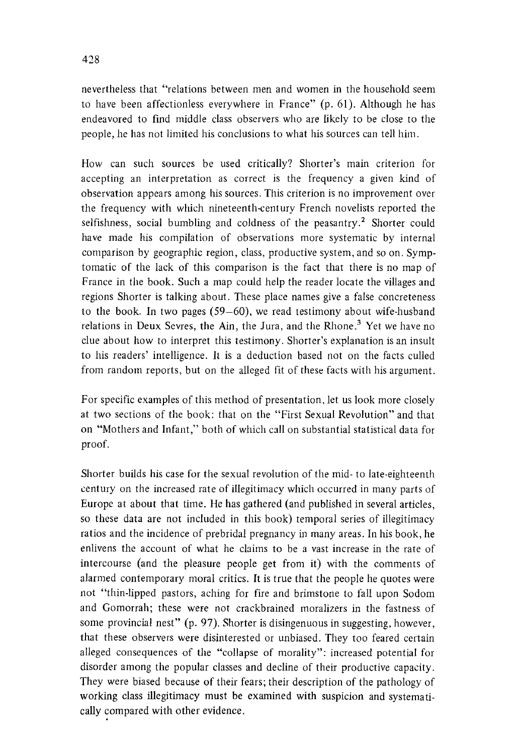nevertheless that "relations between men and women in the household seem to have been affectionless everywhere in France" (p. 61). Although he has endeavored to find middle class observers who are likely to be close to the people, he has not limited his conclusions to what his sources can tell him.

How can such sources be used critically? Shorter's main criterion for accepting an interpretation as correct is the frequency a given kind of observation appears among his sources. This criterion is no improvement over the frequency with which nineteenth-century French novelists reported the selfishness, social bumbling and coldness of the peasantry.[2] Shorter could have made his compilation of observations more systematic by internal comparison by geographic region, class, productive system, and so on. Symptomatic of the lack of this comparison is the fact that there is no map of France in the book. Such a map could help the reader locate the villages and regions Shorter is talking about. These place names give a false concreteness to the book. In two pages (59–60), we read testimony about wife-husband relations in Deux Sevres, the Ain, the Jura, and the Rhone.[3] Yet we have no clue about how to interpret this testimony. Shorter's explanation is an insult to his readers' intelligence. It is a deduction based not on the facts culled from random reports, but on the alleged fit of these facts with his argument.

For specific examples of this method of presentation, let us look more closely at two sections of the book: that on the "First Sexual Revolution" and that on "Mothers and Infant," both of which call on substantial statistical data for proof.

Shorter builds his case for the sexual revolution of the mid- to late-eighteenth century on the increased rate of illegitimacy which occurred in many parts of Europe at about that time. He has gathered (and published in several articles, so these data are not included in this book) temporal series of illegitimacy ratios and the incidence of prebridal pregnancy in many areas. In his book, he enlivens the account of what he claims to be a vast increase in the rate of intercourse (and the pleasure people get from it) with the comments of alarmed contemporary moral critics. It is true that the people he quotes were not "thin-lipped pastors, aching for fire and brimstone to fall upon Sodom and Gomorrah; these were not crackbrained moralizers in the fastness of some provincial nest" (p. 97). Shorter is disingenuous in suggesting, however, that these observers were disinterested or unbiased. They too feared certain alleged consequences of the "collapse of morality": increased potential for disorder among the popular classes and decline of their productive capacity. They were biased because of their fears; their description of the pathology of working class illegitimacy must be examined with suspicion and systematically compared with other evidence.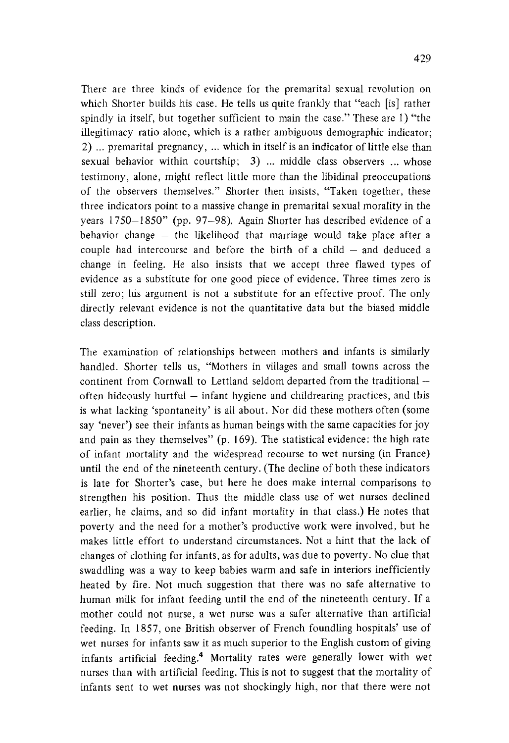There are three kinds of evidence for the premarital sexual revolution on which Shorter builds his case. He tells us quite frankly that "each [is] rather spindly in itself, but together sufficient to main the case." These are 1) "the illegitimacy ratio alone, which is a rather ambiguous demographic indicator; 2) ... premarital pregnancy, ... which in itself is an indicator of little else than sexual behavior within courtship; 3) ... middle class observers ... whose testimony, alone, might reflect little more than the libidinal preoccupations of the observers themselves." Shorter then insists, "Taken together, these three indicators point to a massive change in premarital sexual morality in the years 1750–1850" (pp. 97–98). Again Shorter has described evidence of a behavior change – the likelihood that marriage would take place after a couple had intercourse and before the birth of a child – and deduced a change in feeling. He also insists that we accept three flawed types of evidence as a substitute for one good piece of evidence. Three times zero is still zero; his argument is not a substitute for an effective proof. The only directly relevant evidence is not the quantitative data but the biased middle class description.

The examination of relationships between mothers and infants is similarly handled. Shorter tells us, "Mothers in villages and small towns across the continent from Cornwall to Lettland seldom departed from the traditional – often hideously hurtful – infant hygiene and childrearing practices, and this is what lacking 'spontaneity' is all about. Nor did these mothers often (some say 'never') see their infants as human beings with the same capacities for joy and pain as they themselves" (p. 169). The statistical evidence: the high rate of infant mortality and the widespread recourse to wet nursing (in France) until the end of the nineteenth century. (The decline of both these indicators is late for Shorter's case, but here he does make internal comparisons to strengthen his position. Thus the middle class use of wet nurses declined earlier, he claims, and so did infant mortality in that class.) He notes that poverty and the need for a mother's productive work were involved, but he makes little effort to understand circumstances. Not a hint that the lack of changes of clothing for infants, as for adults, was due to poverty. No clue that swaddling was a way to keep babies warm and safe in interiors inefficiently heated by fire. Not much suggestion that there was no safe alternative to human milk for infant feeding until the end of the nineteenth century. If a mother could not nurse, a wet nurse was a safer alternative than artificial feeding. In 1857, one British observer of French foundling hospitals' use of wet nurses for infants saw it as much superior to the English custom of giving infants artificial feeding.[4] Mortality rates were generally lower with wet nurses than with artificial feeding. This is not to suggest that the mortality of infants sent to wet nurses was not shockingly high, nor that there were not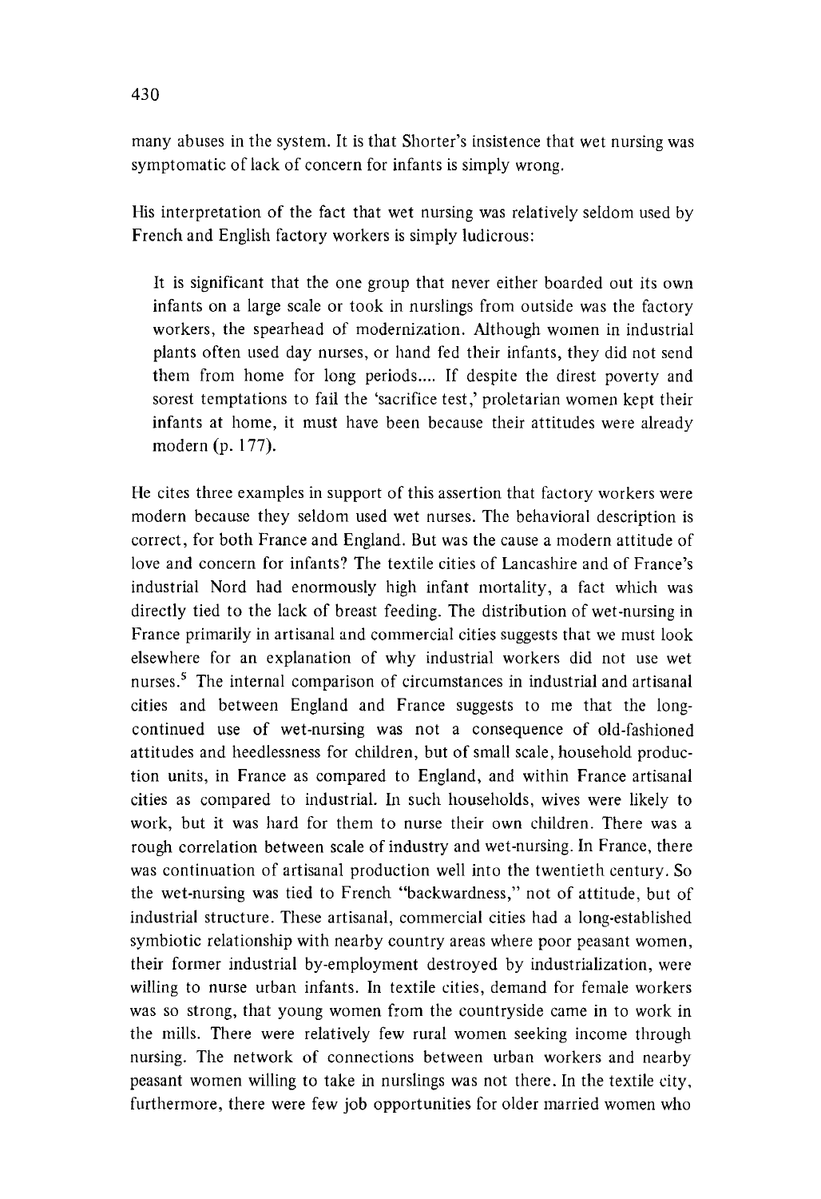many abuses in the system. It is that Shorter's insistence that wet nursing was symptomatic of lack of concern for infants is simply wrong.

His interpretation of the fact that wet nursing was relatively seldom used by French and English factory workers is simply ludicrous:

> It is significant that the one group that never either boarded out its own infants on a large scale or took in nurslings from outside was the factory workers, the spearhead of modernization. Although women in industrial plants often used day nurses, or hand fed their infants, they did not send them from home for long periods.... If despite the direst poverty and sorest temptations to fail the 'sacrifice test,' proletarian women kept their infants at home, it must have been because their attitudes were already modern (p. 177).

He cites three examples in support of this assertion that factory workers were modern because they seldom used wet nurses. The behavioral description is correct, for both France and England. But was the cause a modern attitude of love and concern for infants? The textile cities of Lancashire and of France's industrial Nord had enormously high infant mortality, a fact which was directly tied to the lack of breast feeding. The distribution of wet-nursing in France primarily in artisanal and commercial cities suggests that we must look elsewhere for an explanation of why industrial workers did not use wet nurses.[5] The internal comparison of circumstances in industrial and artisanal cities and between England and France suggests to me that the long-continued use of wet-nursing was not a consequence of old-fashioned attitudes and heedlessness for children, but of small scale, household production units, in France as compared to England, and within France artisanal cities as compared to industrial. In such households, wives were likely to work, but it was hard for them to nurse their own children. There was a rough correlation between scale of industry and wet-nursing. In France, there was continuation of artisanal production well into the twentieth century. So the wet-nursing was tied to French "backwardness," not of attitude, but of industrial structure. These artisanal, commercial cities had a long-established symbiotic relationship with nearby country areas where poor peasant women, their former industrial by-employment destroyed by industrialization, were willing to nurse urban infants. In textile cities, demand for female workers was so strong, that young women from the countryside came in to work in the mills. There were relatively few rural women seeking income through nursing. The network of connections between urban workers and nearby peasant women willing to take in nurslings was not there. In the textile city, furthermore, there were few job opportunities for older married women who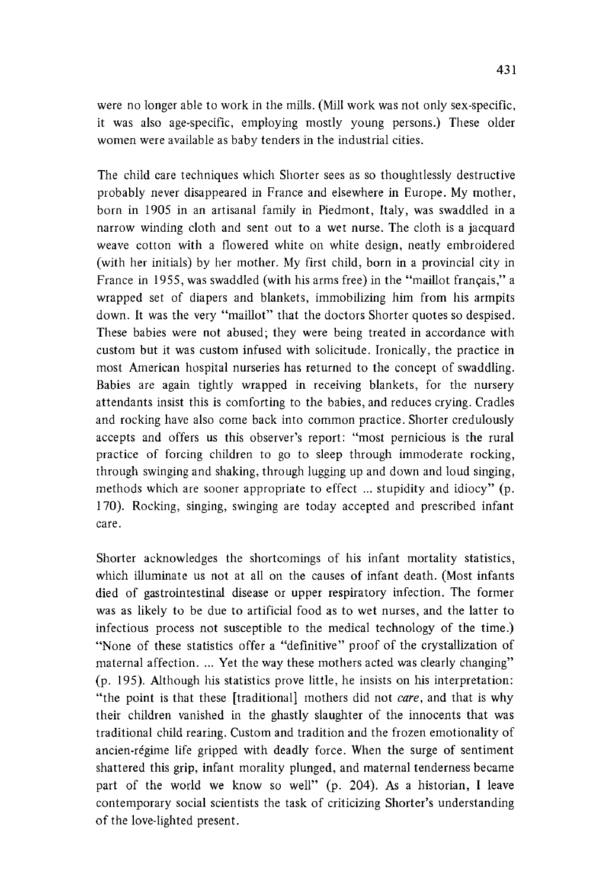were no longer able to work in the mills. (Mill work was not only sex-specific, it was also age-specific, employing mostly young persons.) These older women were available as baby tenders in the industrial cities.

The child care techniques which Shorter sees as so thoughtlessly destructive probably never disappeared in France and elsewhere in Europe. My mother, born in 1905 in an artisanal family in Piedmont, Italy, was swaddled in a narrow winding cloth and sent out to a wet nurse. The cloth is a jacquard weave cotton with a flowered white on white design, neatly embroidered (with her initials) by her mother. My first child, born in a provincial city in France in 1955, was swaddled (with his arms free) in the "maillot français," a wrapped set of diapers and blankets, immobilizing him from his armpits down. It was the very "maillot" that the doctors Shorter quotes so despised. These babies were not abused; they were being treated in accordance with custom but it was custom infused with solicitude. Ironically, the practice in most American hospital nurseries has returned to the concept of swaddling. Babies are again tightly wrapped in receiving blankets, for the nursery attendants insist this is comforting to the babies, and reduces crying. Cradles and rocking have also come back into common practice. Shorter credulously accepts and offers us this observer's report: "most pernicious is the rural practice of forcing children to go to sleep through immoderate rocking, through swinging and shaking, through lugging up and down and loud singing, methods which are sooner appropriate to effect ... stupidity and idiocy" (p. 170). Rocking, singing, swinging are today accepted and prescribed infant care.

Shorter acknowledges the shortcomings of his infant mortality statistics, which illuminate us not at all on the causes of infant death. (Most infants died of gastrointestinal disease or upper respiratory infection. The former was as likely to be due to artificial food as to wet nurses, and the latter to infectious process not susceptible to the medical technology of the time.) "None of these statistics offer a "definitive" proof of the crystallization of maternal affection. ... Yet the way these mothers acted was clearly changing" (p. 195). Although his statistics prove little, he insists on his interpretation: "the point is that these [traditional] mothers did not *care*, and that is why their children vanished in the ghastly slaughter of the innocents that was traditional child rearing. Custom and tradition and the frozen emotionality of ancien-régime life gripped with deadly force. When the surge of sentiment shattered this grip, infant morality plunged, and maternal tenderness became part of the world we know so well" (p. 204). As a historian, I leave contemporary social scientists the task of criticizing Shorter's understanding of the love-lighted present.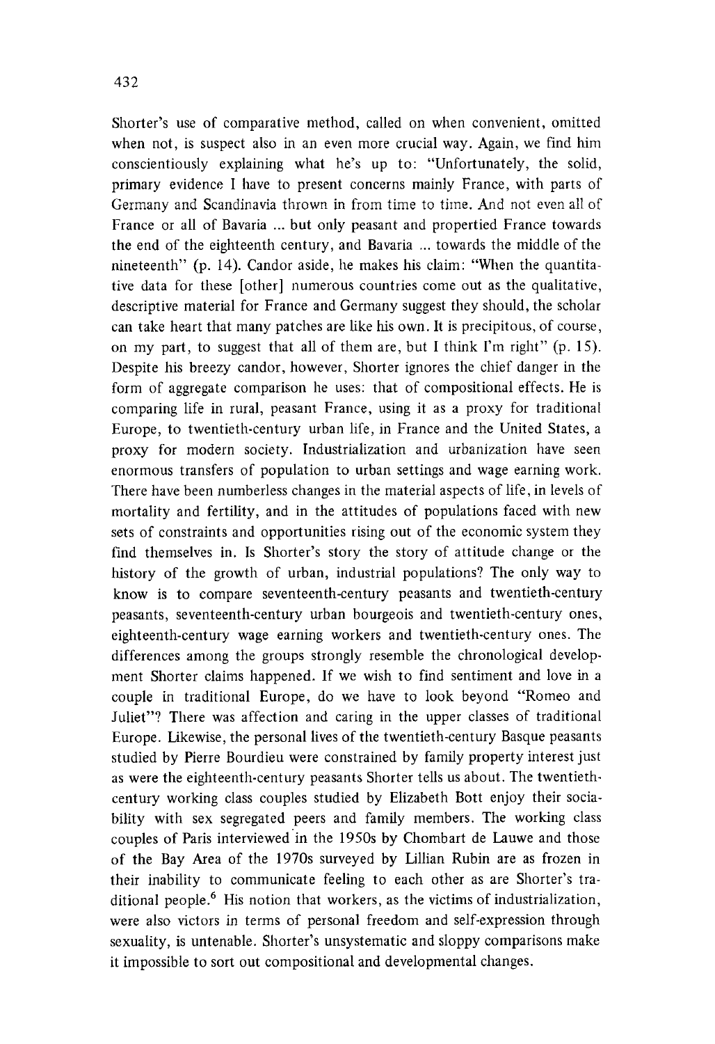Shorter's use of comparative method, called on when convenient, omitted when not, is suspect also in an even more crucial way. Again, we find him conscientiously explaining what he's up to: "Unfortunately, the solid, primary evidence I have to present concerns mainly France, with parts of Germany and Scandinavia thrown in from time to time. And not even all of France or all of Bavaria ... but only peasant and propertied France towards the end of the eighteenth century, and Bavaria ... towards the middle of the nineteenth" (p. 14). Candor aside, he makes his claim: "When the quantitative data for these [other] numerous countries come out as the qualitative, descriptive material for France and Germany suggest they should, the scholar can take heart that many patches are like his own. It is precipitous, of course, on my part, to suggest that all of them are, but I think I'm right" (p. 15). Despite his breezy candor, however, Shorter ignores the chief danger in the form of aggregate comparison he uses: that of compositional effects. He is comparing life in rural, peasant France, using it as a proxy for traditional Europe, to twentieth-century urban life, in France and the United States, a proxy for modern society. Industrialization and urbanization have seen enormous transfers of population to urban settings and wage earning work. There have been numberless changes in the material aspects of life, in levels of mortality and fertility, and in the attitudes of populations faced with new sets of constraints and opportunities rising out of the economic system they find themselves in. Is Shorter's story the story of attitude change or the history of the growth of urban, industrial populations? The only way to know is to compare seventeenth-century peasants and twentieth-century peasants, seventeenth-century urban bourgeois and twentieth-century ones, eighteenth-century wage earning workers and twentieth-century ones. The differences among the groups strongly resemble the chronological development Shorter claims happened. If we wish to find sentiment and love in a couple in traditional Europe, do we have to look beyond "Romeo and Juliet"? There was affection and caring in the upper classes of traditional Europe. Likewise, the personal lives of the twentieth-century Basque peasants studied by Pierre Bourdieu were constrained by family property interest just as were the eighteenth-century peasants Shorter tells us about. The twentieth-century working class couples studied by Elizabeth Bott enjoy their sociability with sex segregated peers and family members. The working class couples of Paris interviewed in the 1950s by Chombart de Lauwe and those of the Bay Area of the 1970s surveyed by Lillian Rubin are as frozen in their inability to communicate feeling to each other as are Shorter's traditional people.[6] His notion that workers, as the victims of industrialization, were also victors in terms of personal freedom and self-expression through sexuality, is untenable. Shorter's unsystematic and sloppy comparisons make it impossible to sort out compositional and developmental changes.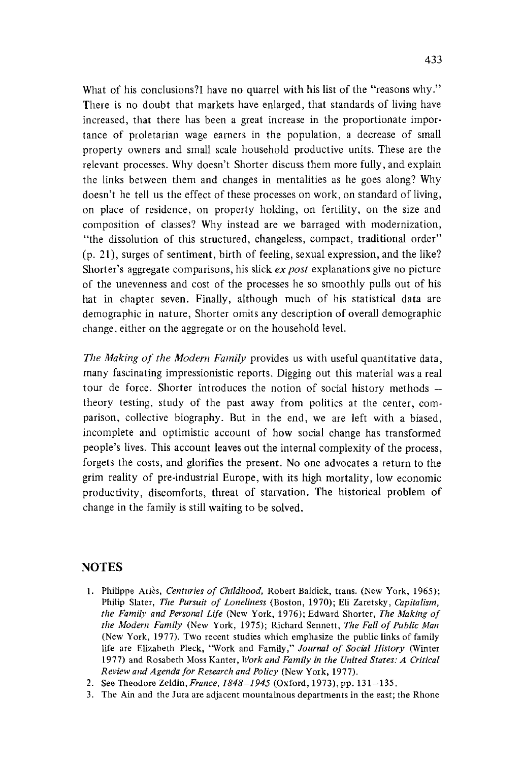What of his conclusions?I have no quarrel with his list of the "reasons why." There is no doubt that markets have enlarged, that standards of living have increased, that there has been a great increase in the proportionate importance of proletarian wage earners in the population, a decrease of small property owners and small scale household productive units. These are the relevant processes. Why doesn't Shorter discuss them more fully, and explain the links between them and changes in mentalities as he goes along? Why doesn't he tell us the effect of these processes on work, on standard of living, on place of residence, on property holding, on fertility, on the size and composition of classes? Why instead are we barraged with modernization, "the dissolution of this structured, changeless, compact, traditional order" (p. 21), surges of sentiment, birth of feeling, sexual expression, and the like? Shorter's aggregate comparisons, his slick *ex post* explanations give no picture of the unevenness and cost of the processes he so smoothly pulls out of his hat in chapter seven. Finally, although much of his statistical data are demographic in nature, Shorter omits any description of overall demographic change, either on the aggregate or on the household level.

*The Making of the Modern Family* provides us with useful quantitative data, many fascinating impressionistic reports. Digging out this material was a real tour de force. Shorter introduces the notion of social history methods – theory testing, study of the past away from politics at the center, comparison, collective biography. But in the end, we are left with a biased, incomplete and optimistic account of how social change has transformed people's lives. This account leaves out the internal complexity of the process, forgets the costs, and glorifies the present. No one advocates a return to the grim reality of pre-industrial Europe, with its high mortality, low economic productivity, discomforts, threat of starvation. The historical problem of change in the family is still waiting to be solved.

## NOTES

1. Philippe Ariès, *Centuries of Childhood,* Robert Baldick, trans. (New York, 1965); Philip Slater, *The Pursuit of Loneliness* (Boston, 1970); Eli Zaretsky, *Capitalism, the Family and Personal Life* (New York, 1976); Edward Shorter, *The Making of the Modern Family* (New York, 1975); Richard Sennett, *The Fall of Public Man* (New York, 1977). Two recent studies which emphasize the public links of family life are Elizabeth Pleck, "Work and Family," *Journal of Social History* (Winter 1977) and Rosabeth Moss Kanter, *Work and Family in the United States: A Critical Review and Agenda for Research and Policy* (New York, 1977).
2. See Theodore Zeldin, *France, 1848–1945* (Oxford, 1973), pp. 131–135.
3. The Ain and the Jura are adjacent mountainous departments in the east; the Rhone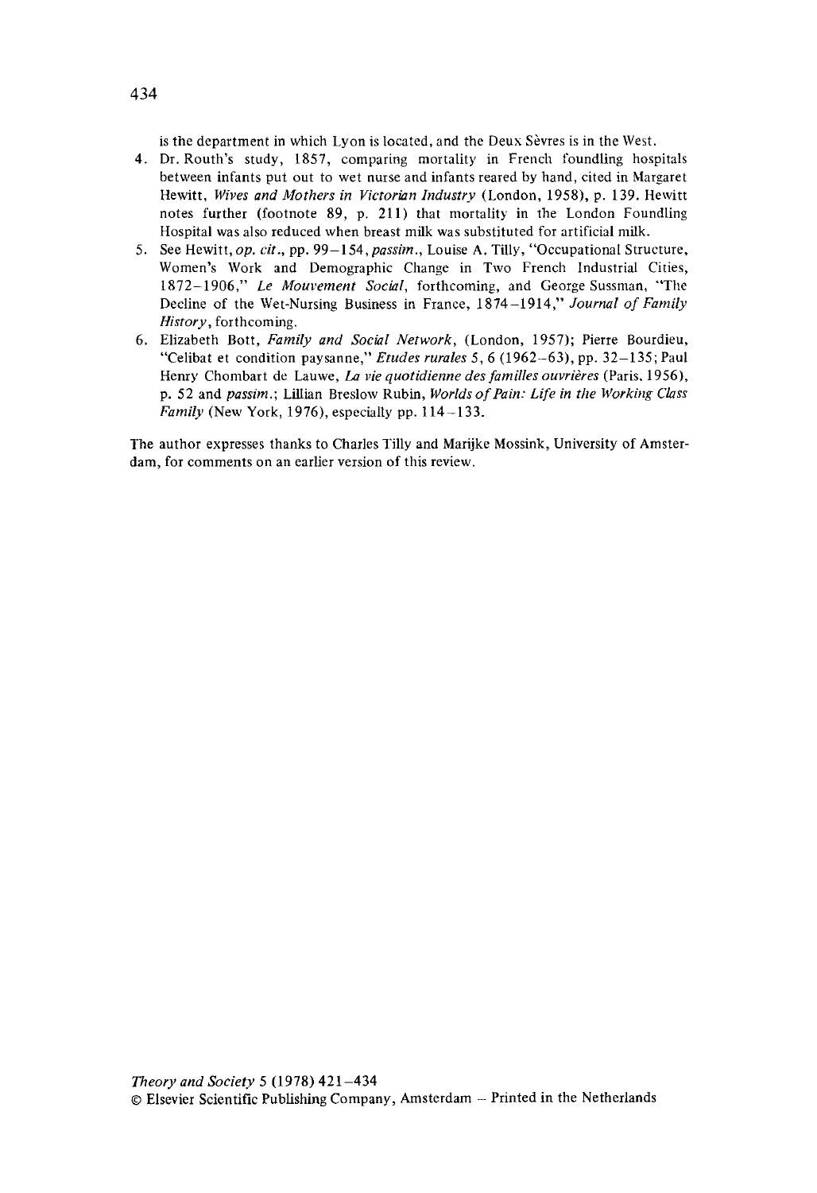is the department in which Lyon is located, and the Deux Sèvres is in the West.

4. Dr. Routh's study, 1857, comparing mortality in French foundling hospitals between infants put out to wet nurse and infants reared by hand, cited in Margaret Hewitt, *Wives and Mothers in Victorian Industry* (London, 1958), p. 139. Hewitt notes further (footnote 89, p. 211) that mortality in the London Foundling Hospital was also reduced when breast milk was substituted for artificial milk.
5. See Hewitt, *op. cit.*, pp. 99–154, *passim.*, Louise A. Tilly, "Occupational Structure, Women's Work and Demographic Change in Two French Industrial Cities, 1872–1906," *Le Mouvement Social*, forthcoming, and George Sussman, "The Decline of the Wet-Nursing Business in France, 1874–1914," *Journal of Family History*, forthcoming.
6. Elizabeth Bott, *Family and Social Network*, (London, 1957); Pierre Bourdieu, "Celibat et condition paysanne," *Etudes rurales* 5, 6 (1962–63), pp. 32–135; Paul Henry Chombart de Lauwe, *La vie quotidienne des familles ouvrières* (Paris, 1956), p. 52 and *passim.*; Lillian Breslow Rubin, *Worlds of Pain: Life in the Working Class Family* (New York, 1976), especially pp. 114–133.

The author expresses thanks to Charles Tilly and Marijke Mossink, University of Amsterdam, for comments on an earlier version of this review.

© Elsevier Scientific Publishing Company, Amsterdam – Printed in the Netherlands